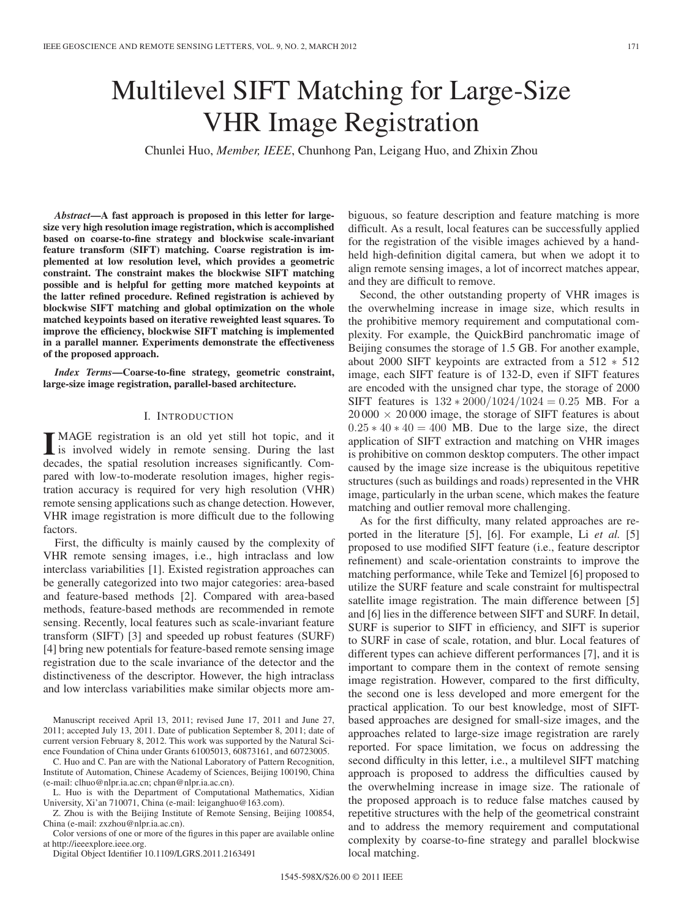# Multilevel SIFT Matching for Large-Size VHR Image Registration

Chunlei Huo, *Member, IEEE*, Chunhong Pan, Leigang Huo, and Zhixin Zhou

***Abstract*—A fast approach is proposed in this letter for large-size very high resolution image registration, which is accomplished based on coarse-to-fine strategy and blockwise scale-invariant feature transform (SIFT) matching. Coarse registration is implemented at low resolution level, which provides a geometric constraint. The constraint makes the blockwise SIFT matching possible and is helpful for getting more matched keypoints at the latter refined procedure. Refined registration is achieved by blockwise SIFT matching and global optimization on the whole matched keypoints based on iterative reweighted least squares. To improve the efficiency, blockwise SIFT matching is implemented in a parallel manner. Experiments demonstrate the effectiveness of the proposed approach.**

***Index Terms*—Coarse-to-fine strategy, geometric constraint, large-size image registration, parallel-based architecture.**

## I. Introduction

Image registration is an old yet still hot topic, and it is involved widely in remote sensing. During the last decades, the spatial resolution increases significantly. Compared with low-to-moderate resolution images, higher registration accuracy is required for very high resolution (VHR) remote sensing applications such as change detection. However, VHR image registration is more difficult due to the following factors.

First, the difficulty is mainly caused by the complexity of VHR remote sensing images, i.e., high intraclass and low interclass variabilities [1]. Existed registration approaches can be generally categorized into two major categories: area-based and feature-based methods [2]. Compared with area-based methods, feature-based methods are recommended in remote sensing. Recently, local features such as scale-invariant feature transform (SIFT) [3] and speeded up robust features (SURF) [4] bring new potentials for feature-based remote sensing image registration due to the scale invariance of the detector and the distinctiveness of the descriptor. However, the high intraclass and low interclass variabilities make similar objects more ambiguous, so feature description and feature matching is more difficult. As a result, local features can be successfully applied for the registration of the visible images achieved by a handheld high-definition digital camera, but when we adopt it to align remote sensing images, a lot of incorrect matches appear, and they are difficult to remove.

Second, the other outstanding property of VHR images is the overwhelming increase in image size, which results in the prohibitive memory requirement and computational complexity. For example, the QuickBird panchromatic image of Beijing consumes the storage of 1.5 GB. For another example, about 2000 SIFT keypoints are extracted from a $512 * 512$ image, each SIFT feature is of 132-D, even if SIFT features are encoded with the unsigned char type, the storage of 2000 SIFT features is $132 * 2000/1024/1024 = 0.25$ MB. For a $20\,000 \times 20\,000$ image, the storage of SIFT features is about $0.25 * 40 * 40 = 400$ MB. Due to the large size, the direct application of SIFT extraction and matching on VHR images is prohibitive on common desktop computers. The other impact caused by the image size increase is the ubiquitous repetitive structures (such as buildings and roads) represented in the VHR image, particularly in the urban scene, which makes the feature matching and outlier removal more challenging.

As for the first difficulty, many related approaches are reported in the literature [5], [6]. For example, Li *et al.* [5] proposed to use modified SIFT feature (i.e., feature descriptor refinement) and scale-orientation constraints to improve the matching performance, while Teke and Temizel [6] proposed to utilize the SURF feature and scale constraint for multispectral satellite image registration. The main difference between [5] and [6] lies in the difference between SIFT and SURF. In detail, SURF is superior to SIFT in efficiency, and SIFT is superior to SURF in case of scale, rotation, and blur. Local features of different types can achieve different performances [7], and it is important to compare them in the context of remote sensing image registration. However, compared to the first difficulty, the second one is less developed and more emergent for the practical application. To our best knowledge, most of SIFT-based approaches are designed for small-size images, and the approaches related to large-size image registration are rarely reported. For space limitation, we focus on addressing the second difficulty in this letter, i.e., a multilevel SIFT matching approach is proposed to address the difficulties caused by the overwhelming increase in image size. The rationale of the proposed approach is to reduce false matches caused by repetitive structures with the help of the geometrical constraint and to address the memory requirement and computational complexity by coarse-to-fine strategy and parallel blockwise local matching.

Manuscript received April 13, 2011; revised June 17, 2011 and June 27, 2011; accepted July 13, 2011. Date of publication September 8, 2011; date of current version February 8, 2012. This work was supported by the Natural Science Foundation of China under Grants 61005013, 60873161, and 60723005.

C. Huo and C. Pan are with the National Laboratory of Pattern Recognition, Institute of Automation, Chinese Academy of Sciences, Beijing 100190, China (e-mail: clhuo@nlpr.ia.ac.cn; chpan@nlpr.ia.ac.cn).

L. Huo is with the Department of Computational Mathematics, Xidian University, Xi'an 710071, China (e-mail: leiganghuo@163.com).

Z. Zhou is with the Beijing Institute of Remote Sensing, Beijing 100854, China (e-mail: zxzhou@nlpr.ia.ac.cn).

Color versions of one or more of the figures in this paper are available online at http://ieeexplore.ieee.org.

Digital Object Identifier 10.1109/LGRS.2011.2163491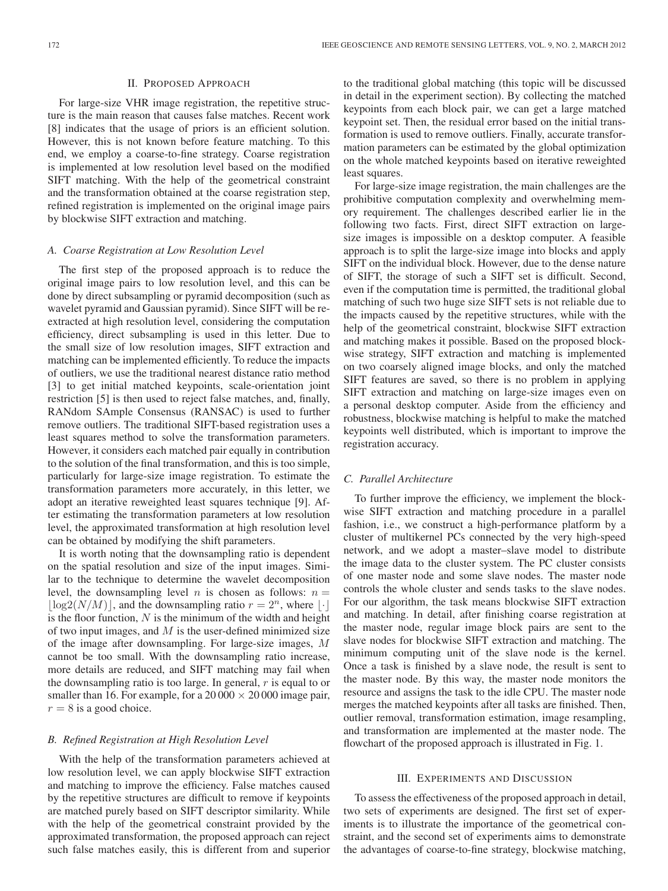## II. Proposed Approach

For large-size VHR image registration, the repetitive structure is the main reason that causes false matches. Recent work [8] indicates that the usage of priors is an efficient solution. However, this is not known before feature matching. To this end, we employ a coarse-to-fine strategy. Coarse registration is implemented at low resolution level based on the modified SIFT matching. With the help of the geometrical constraint and the transformation obtained at the coarse registration step, refined registration is implemented on the original image pairs by blockwise SIFT extraction and matching.

### *A. Coarse Registration at Low Resolution Level*

The first step of the proposed approach is to reduce the original image pairs to low resolution level, and this can be done by direct subsampling or pyramid decomposition (such as wavelet pyramid and Gaussian pyramid). Since SIFT will be re-extracted at high resolution level, considering the computation efficiency, direct subsampling is used in this letter. Due to the small size of low resolution images, SIFT extraction and matching can be implemented efficiently. To reduce the impacts of outliers, we use the traditional nearest distance ratio method [3] to get initial matched keypoints, scale-orientation joint restriction [5] is then used to reject false matches, and, finally, RANdom SAmple Consensus (RANSAC) is used to further remove outliers. The traditional SIFT-based registration uses a least squares method to solve the transformation parameters. However, it considers each matched pair equally in contribution to the solution of the final transformation, and this is too simple, particularly for large-size image registration. To estimate the transformation parameters more accurately, in this letter, we adopt an iterative reweighted least squares technique [9]. After estimating the transformation parameters at low resolution level, the approximated transformation at high resolution level can be obtained by modifying the shift parameters.

It is worth noting that the downsampling ratio is dependent on the spatial resolution and size of the input images. Similar to the technique to determine the wavelet decomposition level, the downsampling level $n$ is chosen as follows: $n = \lfloor \log 2(N/M) \rfloor$, and the downsampling ratio $r = 2^n$, where $\lfloor \cdot \rfloor$ is the floor function, $N$ is the minimum of the width and height of two input images, and $M$ is the user-defined minimized size of the image after downsampling. For large-size images, $M$ cannot be too small. With the downsampling ratio increase, more details are reduced, and SIFT matching may fail when the downsampling ratio is too large. In general, $r$ is equal to or smaller than 16. For example, for a $20\,000 \times 20\,000$ image pair, $r = 8$ is a good choice.

### *B. Refined Registration at High Resolution Level*

With the help of the transformation parameters achieved at low resolution level, we can apply blockwise SIFT extraction and matching to improve the efficiency. False matches caused by the repetitive structures are difficult to remove if keypoints are matched purely based on SIFT descriptor similarity. While with the help of the geometrical constraint provided by the approximated transformation, the proposed approach can reject such false matches easily, this is different from and superior to the traditional global matching (this topic will be discussed in detail in the experiment section). By collecting the matched keypoints from each block pair, we can get a large matched keypoint set. Then, the residual error based on the initial transformation is used to remove outliers. Finally, accurate transformation parameters can be estimated by the global optimization on the whole matched keypoints based on iterative reweighted least squares.

For large-size image registration, the main challenges are the prohibitive computation complexity and overwhelming memory requirement. The challenges described earlier lie in the following two facts. First, direct SIFT extraction on large-size images is impossible on a desktop computer. A feasible approach is to split the large-size image into blocks and apply SIFT on the individual block. However, due to the dense nature of SIFT, the storage of such a SIFT set is difficult. Second, even if the computation time is permitted, the traditional global matching of such two huge size SIFT sets is not reliable due to the impacts caused by the repetitive structures, while with the help of the geometrical constraint, blockwise SIFT extraction and matching makes it possible. Based on the proposed blockwise strategy, SIFT extraction and matching is implemented on two coarsely aligned image blocks, and only the matched SIFT features are saved, so there is no problem in applying SIFT extraction and matching on large-size images even on a personal desktop computer. Aside from the efficiency and robustness, blockwise matching is helpful to make the matched keypoints well distributed, which is important to improve the registration accuracy.

### *C. Parallel Architecture*

To further improve the efficiency, we implement the blockwise SIFT extraction and matching procedure in a parallel fashion, i.e., we construct a high-performance platform by a cluster of multikernel PCs connected by the very high-speed network, and we adopt a master–slave model to distribute the image data to the cluster system. The PC cluster consists of one master node and some slave nodes. The master node controls the whole cluster and sends tasks to the slave nodes. For our algorithm, the task means blockwise SIFT extraction and matching. In detail, after finishing coarse registration at the master node, regular image block pairs are sent to the slave nodes for blockwise SIFT extraction and matching. The minimum computing unit of the slave node is the kernel. Once a task is finished by a slave node, the result is sent to the master node. By this way, the master node monitors the resource and assigns the task to the idle CPU. The master node merges the matched keypoints after all tasks are finished. Then, outlier removal, transformation estimation, image resampling, and transformation are implemented at the master node. The flowchart of the proposed approach is illustrated in Fig. 1.

## III. Experiments and Discussion

To assess the effectiveness of the proposed approach in detail, two sets of experiments are designed. The first set of experiments is to illustrate the importance of the geometrical constraint, and the second set of experiments aims to demonstrate the advantages of coarse-to-fine strategy, blockwise matching,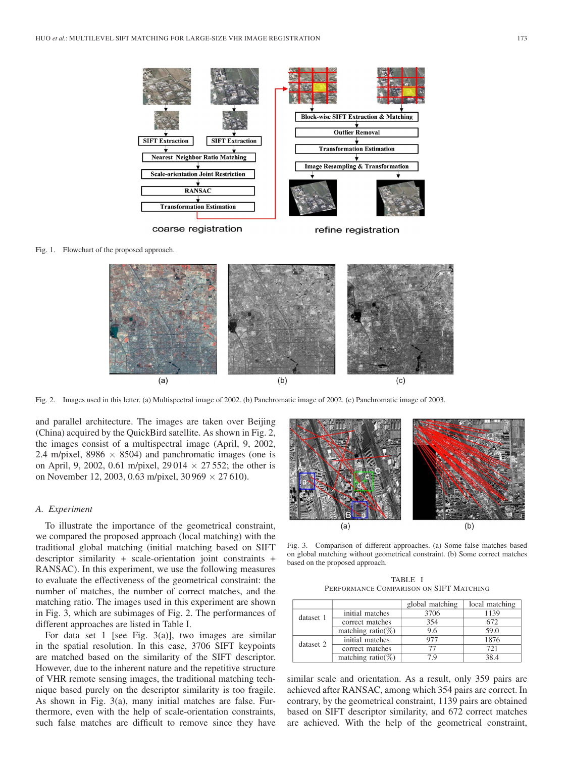Fig. 1. Flowchart of the proposed approach.

Fig. 2. Images used in this letter. (a) Multispectral image of 2002. (b) Panchromatic image of 2002. (c) Panchromatic image of 2003.

and parallel architecture. The images are taken over Beijing (China) acquired by the QuickBird satellite. As shown in Fig. 2, the images consist of a multispectral image (April, 9, 2002, 2.4 m/pixel, 8986 × 8504) and panchromatic images (one is on April, 9, 2002, 0.61 m/pixel, 29 014 × 27 552; the other is on November 12, 2003, 0.63 m/pixel, 30 969 × 27 610).

### *A. Experiment*

To illustrate the importance of the geometrical constraint, we compared the proposed approach (local matching) with the traditional global matching (initial matching based on SIFT descriptor similarity + scale-orientation joint constraints + RANSAC). In this experiment, we use the following measures to evaluate the effectiveness of the geometrical constraint: the number of matches, the number of correct matches, and the matching ratio. The images used in this experiment are shown in Fig. 3, which are subimages of Fig. 2. The performances of different approaches are listed in Table I.

For data set 1 [see Fig. 3(a)], two images are similar in the spatial resolution. In this case, 3706 SIFT keypoints are matched based on the similarity of the SIFT descriptor. However, due to the inherent nature and the repetitive structure of VHR remote sensing images, the traditional matching technique based purely on the descriptor similarity is too fragile. As shown in Fig. 3(a), many initial matches are false. Furthermore, even with the help of scale-orientation constraints, such false matches are difficult to remove since they have similar scale and orientation. As a result, only 359 pairs are achieved after RANSAC, among which 354 pairs are correct. In contrary, by the geometrical constraint, 1139 pairs are obtained based on SIFT descriptor similarity, and 672 correct matches are achieved. With the help of the geometrical constraint,

Fig. 3. Comparison of different approaches. (a) Some false matches based on global matching without geometrical constraint. (b) Some correct matches based on the proposed approach.

TABLE I
PERFORMANCE COMPARISON ON SIFT MATCHING

| | | global matching | local matching |
|---|---|---|---|
| dataset 1 | initial matches | 3706 | 1139 |
| | correct matches | 354 | 672 |
| | matching ratio(%) | 9.6 | 59.0 |
| dataset 2 | initial matches | 977 | 1876 |
| | correct matches | 77 | 721 |
| | matching ratio(%) | 7.9 | 38.4 |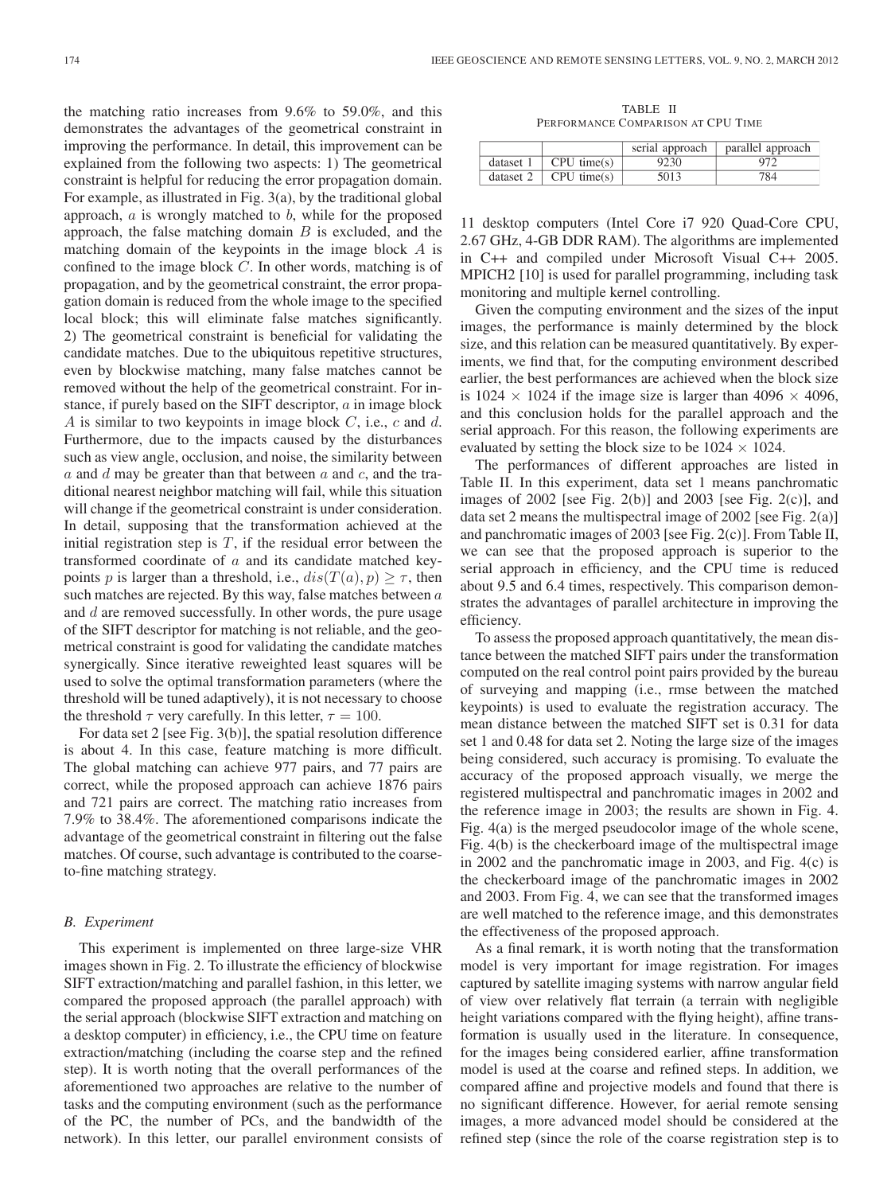the matching ratio increases from 9.6% to 59.0%, and this demonstrates the advantages of the geometrical constraint in improving the performance. In detail, this improvement can be explained from the following two aspects: 1) The geometrical constraint is helpful for reducing the error propagation domain. For example, as illustrated in Fig. 3(a), by the traditional global approach, $a$ is wrongly matched to $b$, while for the proposed approach, the false matching domain $B$ is excluded, and the matching domain of the keypoints in the image block $A$ is confined to the image block $C$. In other words, matching is of propagation, and by the geometrical constraint, the error propagation domain is reduced from the whole image to the specified local block; this will eliminate false matches significantly. 2) The geometrical constraint is beneficial for validating the candidate matches. Due to the ubiquitous repetitive structures, even by blockwise matching, many false matches cannot be removed without the help of the geometrical constraint. For instance, if purely based on the SIFT descriptor, $a$ in image block $A$ is similar to two keypoints in image block $C$, i.e., $c$ and $d$. Furthermore, due to the impacts caused by the disturbances such as view angle, occlusion, and noise, the similarity between $a$ and $d$ may be greater than that between $a$ and $c$, and the traditional nearest neighbor matching will fail, while this situation will change if the geometrical constraint is under consideration. In detail, supposing that the transformation achieved at the initial registration step is $T$, if the residual error between the transformed coordinate of $a$ and its candidate matched keypoints $p$ is larger than a threshold, i.e., $dis(T(a), p) \geq \tau$, then such matches are rejected. By this way, false matches between $a$ and $d$ are removed successfully. In other words, the pure usage of the SIFT descriptor for matching is not reliable, and the geometrical constraint is good for validating the candidate matches synergically. Since iterative reweighted least squares will be used to solve the optimal transformation parameters (where the threshold will be tuned adaptively), it is not necessary to choose the threshold $\tau$ very carefully. In this letter, $\tau = 100$.

For data set 2 [see Fig. 3(b)], the spatial resolution difference is about 4. In this case, feature matching is more difficult. The global matching can achieve 977 pairs, and 77 pairs are correct, while the proposed approach can achieve 1876 pairs and 721 pairs are correct. The matching ratio increases from 7.9% to 38.4%. The aforementioned comparisons indicate the advantage of the geometrical constraint in filtering out the false matches. Of course, such advantage is contributed to the coarse-to-fine matching strategy.

### B. Experiment

This experiment is implemented on three large-size VHR images shown in Fig. 2. To illustrate the efficiency of blockwise SIFT extraction/matching and parallel fashion, in this letter, we compared the proposed approach (the parallel approach) with the serial approach (blockwise SIFT extraction and matching on a desktop computer) in efficiency, i.e., the CPU time on feature extraction/matching (including the coarse step and the refined step). It is worth noting that the overall performances of the aforementioned two approaches are relative to the number of tasks and the computing environment (such as the performance of the PC, the number of PCs, and the bandwidth of the network). In this letter, our parallel environment consists of 11 desktop computers (Intel Core i7 920 Quad-Core CPU, 2.67 GHz, 4-GB DDR RAM). The algorithms are implemented in C++ and compiled under Microsoft Visual C++ 2005. MPICH2 [10] is used for parallel programming, including task monitoring and multiple kernel controlling.

TABLE II
PERFORMANCE COMPARISON AT CPU TIME

| | | serial approach | parallel approach |
|---|---|---|---|
| dataset 1 | CPU time(s) | 9230 | 972 |
| dataset 2 | CPU time(s) | 5013 | 784 |

Given the computing environment and the sizes of the input images, the performance is mainly determined by the block size, and this relation can be measured quantitatively. By experiments, we find that, for the computing environment described earlier, the best performances are achieved when the block size is $1024 \times 1024$ if the image size is larger than $4096 \times 4096$, and this conclusion holds for the parallel approach and the serial approach. For this reason, the following experiments are evaluated by setting the block size to be $1024 \times 1024$.

The performances of different approaches are listed in Table II. In this experiment, data set 1 means panchromatic images of 2002 [see Fig. 2(b)] and 2003 [see Fig. 2(c)], and data set 2 means the multispectral image of 2002 [see Fig. 2(a)] and panchromatic images of 2003 [see Fig. 2(c)]. From Table II, we can see that the proposed approach is superior to the serial approach in efficiency, and the CPU time is reduced about 9.5 and 6.4 times, respectively. This comparison demonstrates the advantages of parallel architecture in improving the efficiency.

To assess the proposed approach quantitatively, the mean distance between the matched SIFT pairs under the transformation computed on the real control point pairs provided by the bureau of surveying and mapping (i.e., rmse between the matched keypoints) is used to evaluate the registration accuracy. The mean distance between the matched SIFT set is 0.31 for data set 1 and 0.48 for data set 2. Noting the large size of the images being considered, such accuracy is promising. To evaluate the accuracy of the proposed approach visually, we merge the registered multispectral and panchromatic images in 2002 and the reference image in 2003; the results are shown in Fig. 4. Fig. 4(a) is the merged pseudocolor image of the whole scene, Fig. 4(b) is the checkerboard image of the multispectral image in 2002 and the panchromatic image in 2003, and Fig. 4(c) is the checkerboard image of the panchromatic images in 2002 and 2003. From Fig. 4, we can see that the transformed images are well matched to the reference image, and this demonstrates the effectiveness of the proposed approach.

As a final remark, it is worth noting that the transformation model is very important for image registration. For images captured by satellite imaging systems with narrow angular field of view over relatively flat terrain (a terrain with negligible height variations compared with the flying height), affine transformation is usually used in the literature. In consequence, for the images being considered earlier, affine transformation model is used at the coarse and refined steps. In addition, we compared affine and projective models and found that there is no significant difference. However, for aerial remote sensing images, a more advanced model should be considered at the refined step (since the role of the coarse registration step is to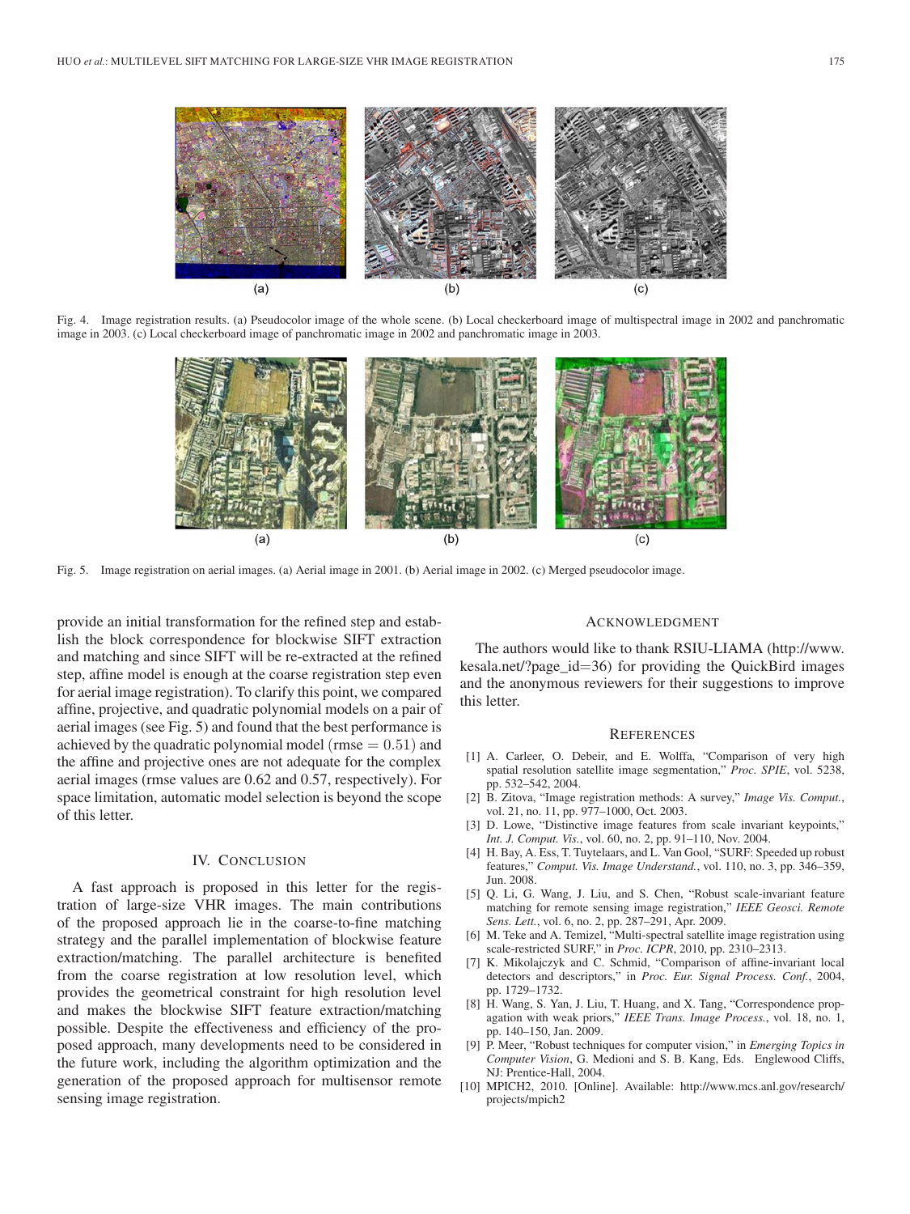(a) (b) (c)

Fig. 4. Image registration results. (a) Pseudocolor image of the whole scene. (b) Local checkerboard image of multispectral image in 2002 and panchromatic image in 2003. (c) Local checkerboard image of panchromatic image in 2002 and panchromatic image in 2003.

(a) (b) (c)

Fig. 5. Image registration on aerial images. (a) Aerial image in 2001. (b) Aerial image in 2002. (c) Merged pseudocolor image.

provide an initial transformation for the refined step and establish the block correspondence for blockwise SIFT extraction and matching and since SIFT will be re-extracted at the refined step, affine model is enough at the coarse registration step even for aerial image registration). To clarify this point, we compared affine, projective, and quadratic polynomial models on a pair of aerial images (see Fig. 5) and found that the best performance is achieved by the quadratic polynomial model ($\mathrm{rmse} = 0.51$) and the affine and projective ones are not adequate for the complex aerial images (rmse values are 0.62 and 0.57, respectively). For space limitation, automatic model selection is beyond the scope of this letter.

## IV. Conclusion

A fast approach is proposed in this letter for the registration of large-size VHR images. The main contributions of the proposed approach lie in the coarse-to-fine matching strategy and the parallel implementation of blockwise feature extraction/matching. The parallel architecture is benefited from the coarse registration at low resolution level, which provides the geometrical constraint for high resolution level and makes the blockwise SIFT feature extraction/matching possible. Despite the effectiveness and efficiency of the proposed approach, many developments need to be considered in the future work, including the algorithm optimization and the generation of the proposed approach for multisensor remote sensing image registration.

## Acknowledgment

The authors would like to thank RSIU-LIAMA (http://www.kesala.net/?page_id=36) for providing the QuickBird images and the anonymous reviewers for their suggestions to improve this letter.

## References

[1] A. Carleer, O. Debeir, and E. Wolffa, "Comparison of very high spatial resolution satellite image segmentation," *Proc. SPIE*, vol. 5238, pp. 532–542, 2004.

[2] B. Zitova, "Image registration methods: A survey," *Image Vis. Comput.*, vol. 21, no. 11, pp. 977–1000, Oct. 2003.

[3] D. Lowe, "Distinctive image features from scale invariant keypoints," *Int. J. Comput. Vis.*, vol. 60, no. 2, pp. 91–110, Nov. 2004.

[4] H. Bay, A. Ess, T. Tuytelaars, and L. Van Gool, "SURF: Speeded up robust features," *Comput. Vis. Image Understand.*, vol. 110, no. 3, pp. 346–359, Jun. 2008.

[5] Q. Li, G. Wang, J. Liu, and S. Chen, "Robust scale-invariant feature matching for remote sensing image registration," *IEEE Geosci. Remote Sens. Lett.*, vol. 6, no. 2, pp. 287–291, Apr. 2009.

[6] M. Teke and A. Temizel, "Multi-spectral satellite image registration using scale-restricted SURF," in *Proc. ICPR*, 2010, pp. 2310–2313.

[7] K. Mikolajczyk and C. Schmid, "Comparison of affine-invariant local detectors and descriptors," in *Proc. Eur. Signal Process. Conf.*, 2004, pp. 1729–1732.

[8] H. Wang, S. Yan, J. Liu, T. Huang, and X. Tang, "Correspondence propagation with weak priors," *IEEE Trans. Image Process.*, vol. 18, no. 1, pp. 140–150, Jan. 2009.

[9] P. Meer, "Robust techniques for computer vision," in *Emerging Topics in Computer Vision*, G. Medioni and S. B. Kang, Eds. Englewood Cliffs, NJ: Prentice-Hall, 2004.

[10] MPICH2, 2010. [Online]. Available: http://www.mcs.anl.gov/research/projects/mpich2